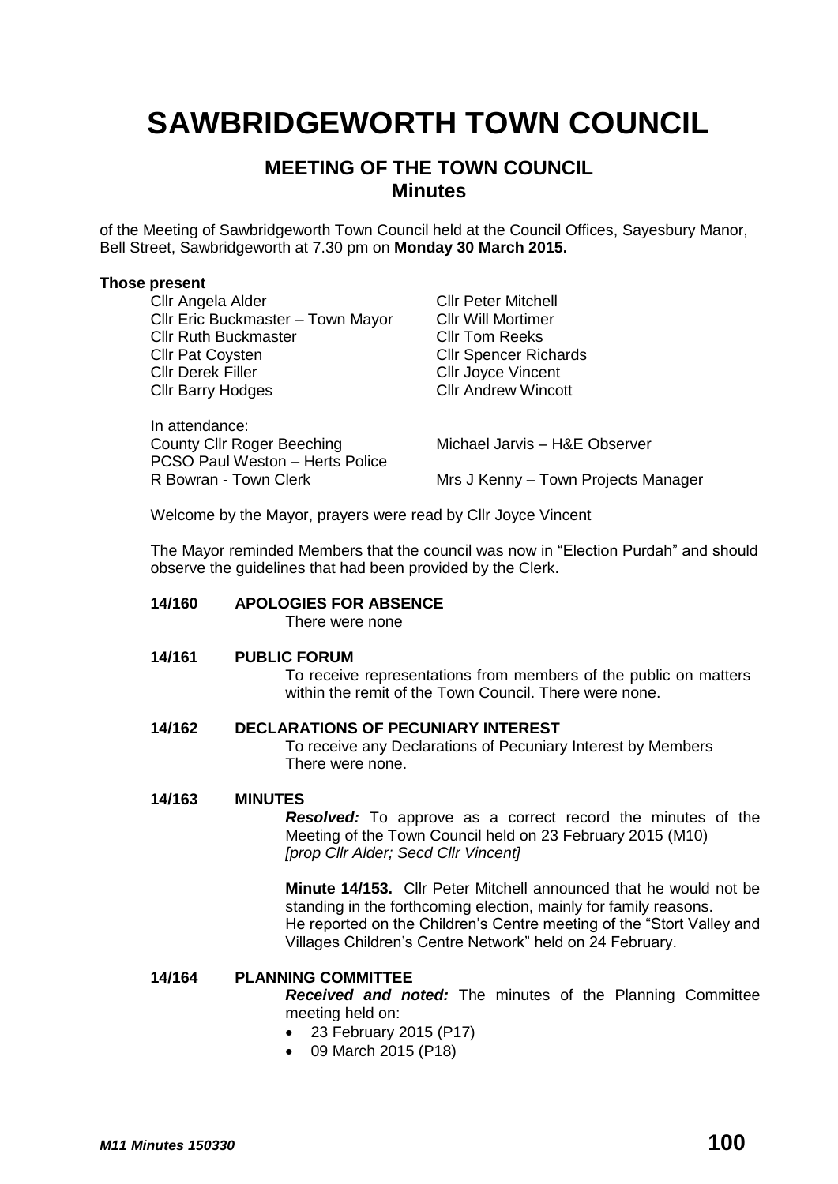# SAWBRIDGEWORTH TOWN COUNCIL

## MEETING OF THE TOWN COUNCIL
## Minutes

of the Meeting of Sawbridgeworth Town Council held at the Council Offices, Sayesbury Manor, Bell Street, Sawbridgeworth at 7.30 pm on **Monday 30 March 2015.**

**Those present**

| | |
|---|---|
| Cllr Angela Alder | Cllr Peter Mitchell |
| Cllr Eric Buckmaster – Town Mayor | Cllr Will Mortimer |
| Cllr Ruth Buckmaster | Cllr Tom Reeks |
| Cllr Pat Coysten | Cllr Spencer Richards |
| Cllr Derek Filler | Cllr Joyce Vincent |
| Cllr Barry Hodges | Cllr Andrew Wincott |

In attendance:

| | |
|---|---|
| County Cllr Roger Beeching | Michael Jarvis – H&E Observer |
| PCSO Paul Weston – Herts Police | |
| R Bowran - Town Clerk | Mrs J Kenny – Town Projects Manager |

Welcome by the Mayor, prayers were read by Cllr Joyce Vincent

The Mayor reminded Members that the council was now in "Election Purdah" and should observe the guidelines that had been provided by the Clerk.

**14/160 APOLOGIES FOR ABSENCE**

There were none

**14/161 PUBLIC FORUM**

To receive representations from members of the public on matters within the remit of the Town Council. There were none.

**14/162 DECLARATIONS OF PECUNIARY INTEREST**

To receive any Declarations of Pecuniary Interest by Members
There were none.

**14/163 MINUTES**

***Resolved:*** To approve as a correct record the minutes of the Meeting of the Town Council held on 23 February 2015 (M10)
*[prop Cllr Alder; Secd Cllr Vincent]*

**Minute 14/153.** Cllr Peter Mitchell announced that he would not be standing in the forthcoming election, mainly for family reasons.
He reported on the Children's Centre meeting of the "Stort Valley and Villages Children's Centre Network" held on 24 February.

**14/164 PLANNING COMMITTEE**

***Received and noted:*** The minutes of the Planning Committee meeting held on:

- 23 February 2015 (P17)
- 09 March 2015 (P18)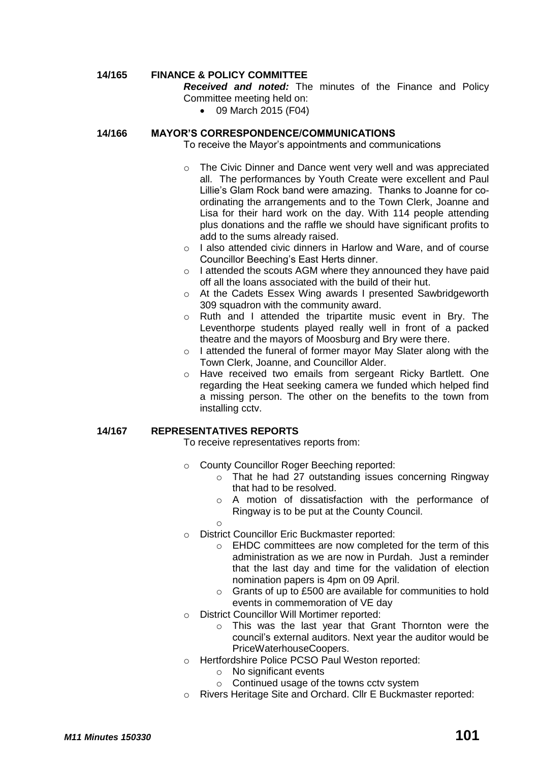## 14/165 FINANCE & POLICY COMMITTEE

***Received and noted:*** The minutes of the Finance and Policy Committee meeting held on:

- 09 March 2015 (F04)

## 14/166 MAYOR'S CORRESPONDENCE/COMMUNICATIONS

To receive the Mayor's appointments and communications

- The Civic Dinner and Dance went very well and was appreciated all. The performances by Youth Create were excellent and Paul Lillie's Glam Rock band were amazing. Thanks to Joanne for co-ordinating the arrangements and to the Town Clerk, Joanne and Lisa for their hard work on the day. With 114 people attending plus donations and the raffle we should have significant profits to add to the sums already raised.
- I also attended civic dinners in Harlow and Ware, and of course Councillor Beeching's East Herts dinner.
- I attended the scouts AGM where they announced they have paid off all the loans associated with the build of their hut.
- At the Cadets Essex Wing awards I presented Sawbridgeworth 309 squadron with the community award.
- Ruth and I attended the tripartite music event in Bry. The Leventhorpe students played really well in front of a packed theatre and the mayors of Moosburg and Bry were there.
- I attended the funeral of former mayor May Slater along with the Town Clerk, Joanne, and Councillor Alder.
- Have received two emails from sergeant Ricky Bartlett. One regarding the Heat seeking camera we funded which helped find a missing person. The other on the benefits to the town from installing cctv.

## 14/167 REPRESENTATIVES REPORTS

To receive representatives reports from:

- County Councillor Roger Beeching reported:
  - That he had 27 outstanding issues concerning Ringway that had to be resolved.
  - A motion of dissatisfaction with the performance of Ringway is to be put at the County Council.
- District Councillor Eric Buckmaster reported:
  - EHDC committees are now completed for the term of this administration as we are now in Purdah. Just a reminder that the last day and time for the validation of election nomination papers is 4pm on 09 April.
  - Grants of up to £500 are available for communities to hold events in commemoration of VE day
- District Councillor Will Mortimer reported:
  - This was the last year that Grant Thornton were the council's external auditors. Next year the auditor would be PriceWaterhouseCoopers.
- Hertfordshire Police PCSO Paul Weston reported:
  - No significant events
  - Continued usage of the towns cctv system
- Rivers Heritage Site and Orchard. Cllr E Buckmaster reported: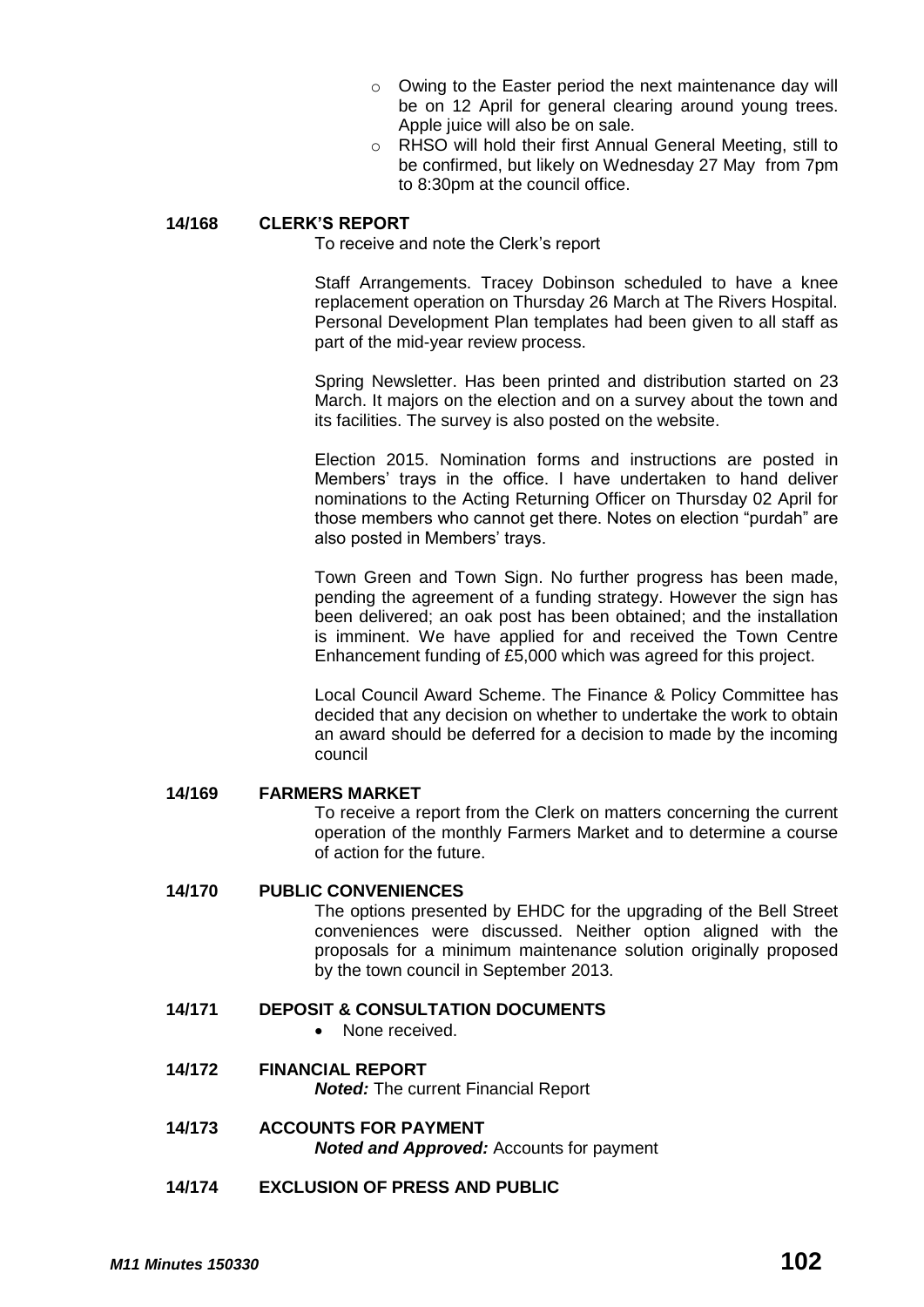- Owing to the Easter period the next maintenance day will be on 12 April for general clearing around young trees. Apple juice will also be on sale.
- RHSO will hold their first Annual General Meeting, still to be confirmed, but likely on Wednesday 27 May from 7pm to 8:30pm at the council office.

**14/168 CLERK'S REPORT**

To receive and note the Clerk's report

Staff Arrangements. Tracey Dobinson scheduled to have a knee replacement operation on Thursday 26 March at The Rivers Hospital. Personal Development Plan templates had been given to all staff as part of the mid-year review process.

Spring Newsletter. Has been printed and distribution started on 23 March. It majors on the election and on a survey about the town and its facilities. The survey is also posted on the website.

Election 2015. Nomination forms and instructions are posted in Members' trays in the office. I have undertaken to hand deliver nominations to the Acting Returning Officer on Thursday 02 April for those members who cannot get there. Notes on election "purdah" are also posted in Members' trays.

Town Green and Town Sign. No further progress has been made, pending the agreement of a funding strategy. However the sign has been delivered; an oak post has been obtained; and the installation is imminent. We have applied for and received the Town Centre Enhancement funding of £5,000 which was agreed for this project.

Local Council Award Scheme. The Finance & Policy Committee has decided that any decision on whether to undertake the work to obtain an award should be deferred for a decision to made by the incoming council

**14/169 FARMERS MARKET**

To receive a report from the Clerk on matters concerning the current operation of the monthly Farmers Market and to determine a course of action for the future.

**14/170 PUBLIC CONVENIENCES**

The options presented by EHDC for the upgrading of the Bell Street conveniences were discussed. Neither option aligned with the proposals for a minimum maintenance solution originally proposed by the town council in September 2013.

**14/171 DEPOSIT & CONSULTATION DOCUMENTS**

- None received.

**14/172 FINANCIAL REPORT**

***Noted:*** The current Financial Report

**14/173 ACCOUNTS FOR PAYMENT**

***Noted and Approved:*** Accounts for payment

**14/174 EXCLUSION OF PRESS AND PUBLIC**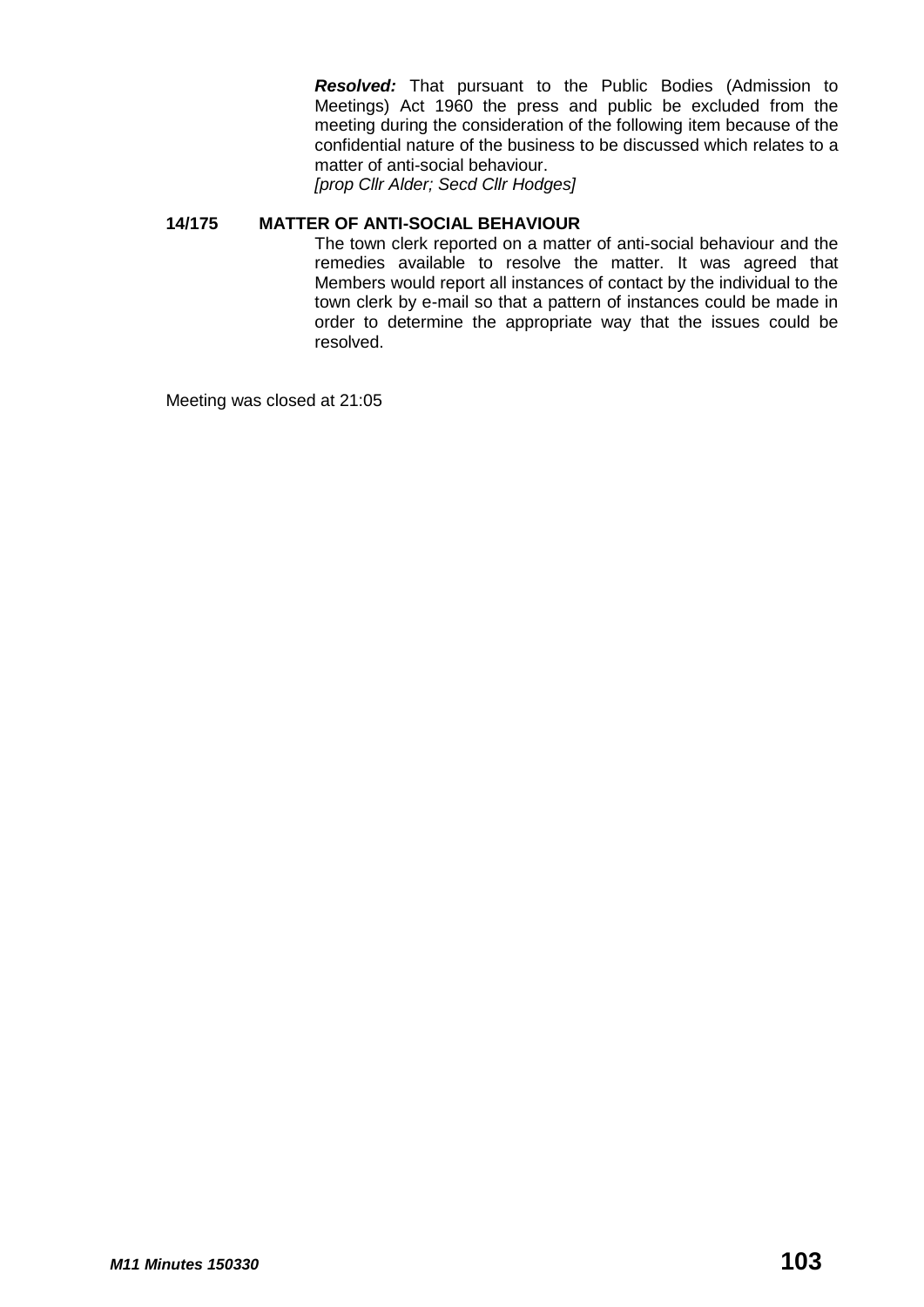***Resolved:*** That pursuant to the Public Bodies (Admission to Meetings) Act 1960 the press and public be excluded from the meeting during the consideration of the following item because of the confidential nature of the business to be discussed which relates to a matter of anti-social behaviour.
*[prop Cllr Alder; Secd Cllr Hodges]*

**14/175 MATTER OF ANTI-SOCIAL BEHAVIOUR**

The town clerk reported on a matter of anti-social behaviour and the remedies available to resolve the matter. It was agreed that Members would report all instances of contact by the individual to the town clerk by e-mail so that a pattern of instances could be made in order to determine the appropriate way that the issues could be resolved.

Meeting was closed at 21:05